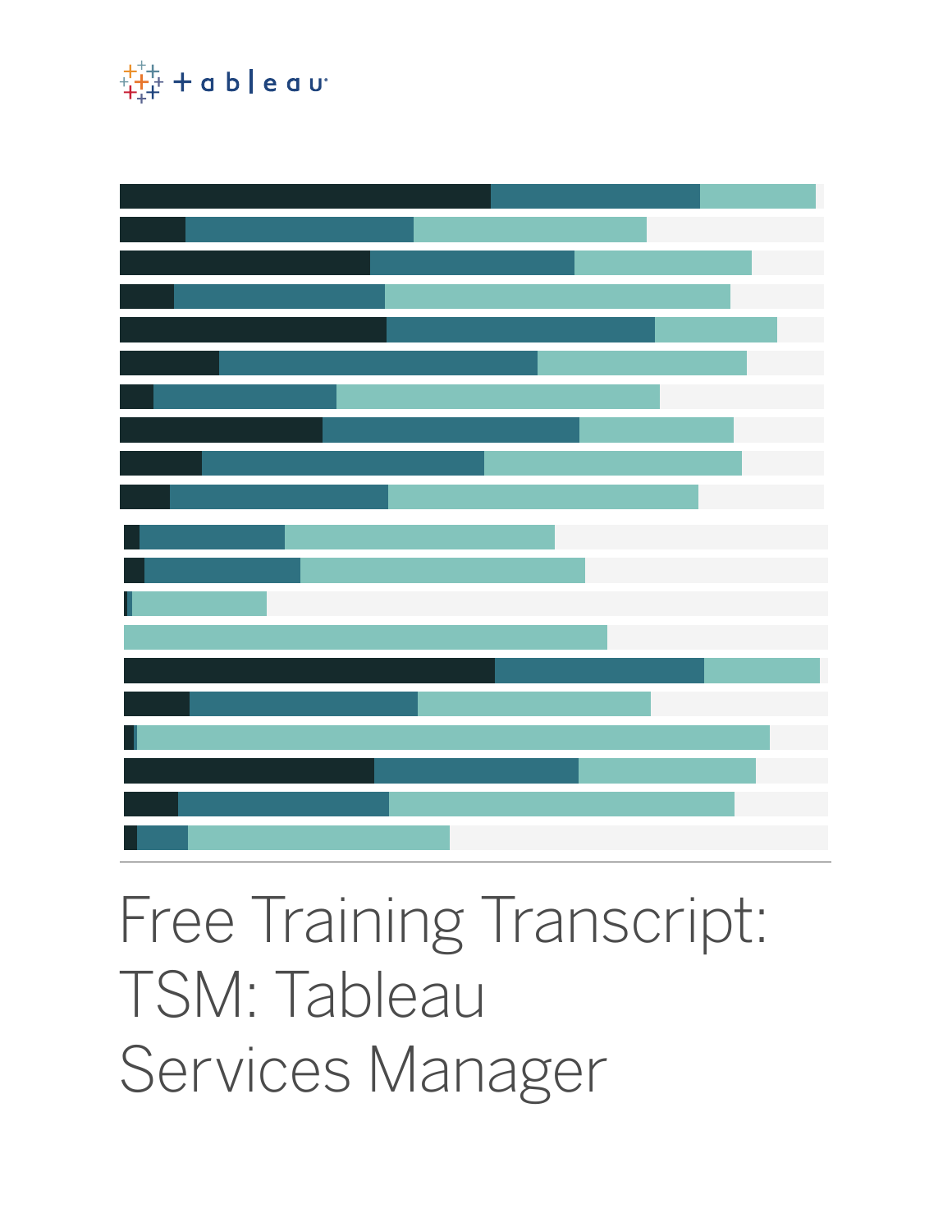# Free Training Transcript: TSM: Tableau Services Manager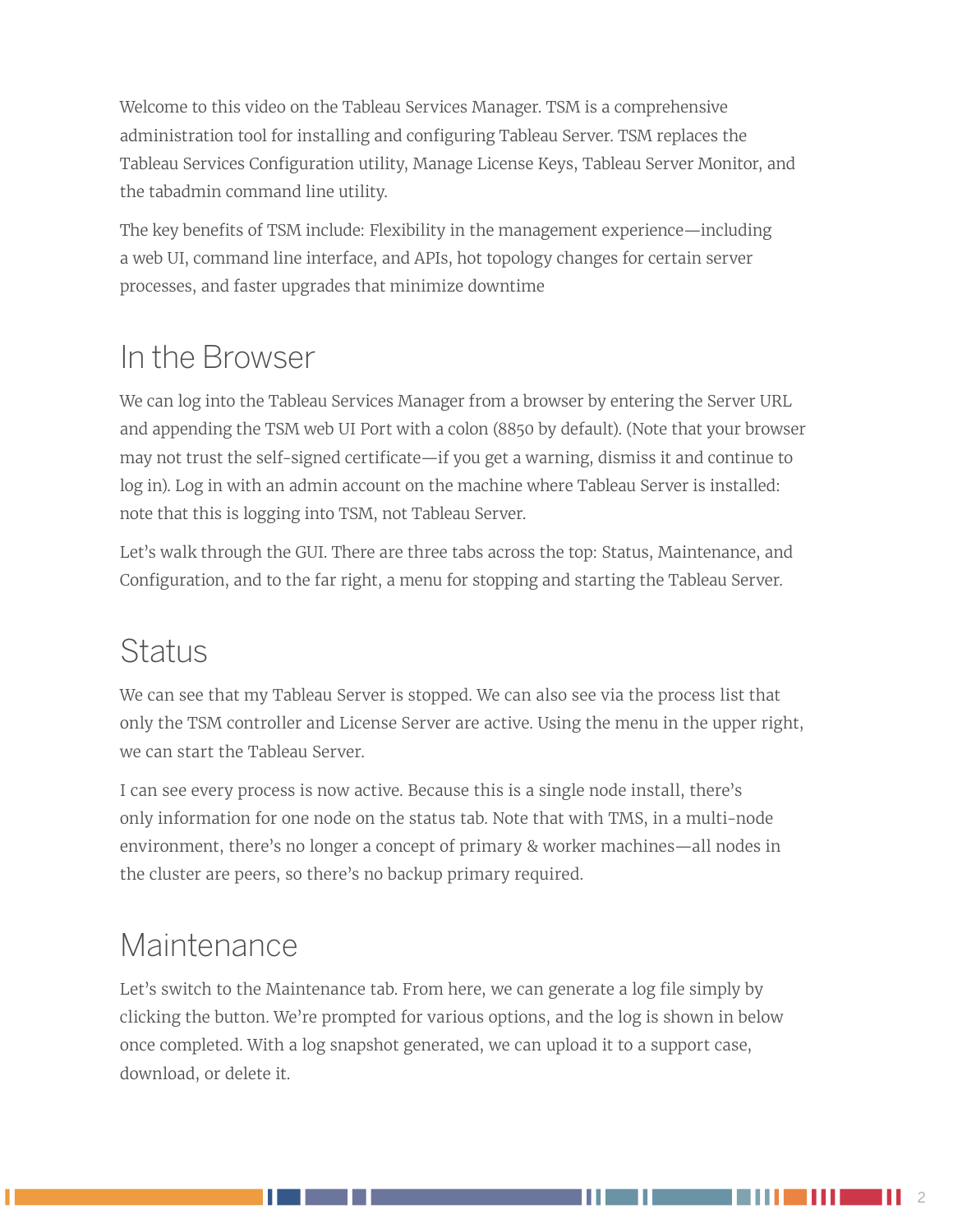Welcome to this video on the Tableau Services Manager. TSM is a comprehensive administration tool for installing and configuring Tableau Server. TSM replaces the Tableau Services Configuration utility, Manage License Keys, Tableau Server Monitor, and the tabadmin command line utility.

The key benefits of TSM include: Flexibility in the management experience—including a web UI, command line interface, and APIs, hot topology changes for certain server processes, and faster upgrades that minimize downtime

## In the Browser

We can log into the Tableau Services Manager from a browser by entering the Server URL and appending the TSM web UI Port with a colon (8850 by default). (Note that your browser may not trust the self-signed certificate—if you get a warning, dismiss it and continue to log in). Log in with an admin account on the machine where Tableau Server is installed: note that this is logging into TSM, not Tableau Server.

Let's walk through the GUI. There are three tabs across the top: Status, Maintenance, and Configuration, and to the far right, a menu for stopping and starting the Tableau Server.

## Status

We can see that my Tableau Server is stopped. We can also see via the process list that only the TSM controller and License Server are active. Using the menu in the upper right, we can start the Tableau Server.

I can see every process is now active. Because this is a single node install, there's only information for one node on the status tab. Note that with TMS, in a multi-node environment, there's no longer a concept of primary & worker machines—all nodes in the cluster are peers, so there's no backup primary required.

## Maintenance

Let's switch to the Maintenance tab. From here, we can generate a log file simply by clicking the button. We're prompted for various options, and the log is shown in below once completed. With a log snapshot generated, we can upload it to a support case, download, or delete it.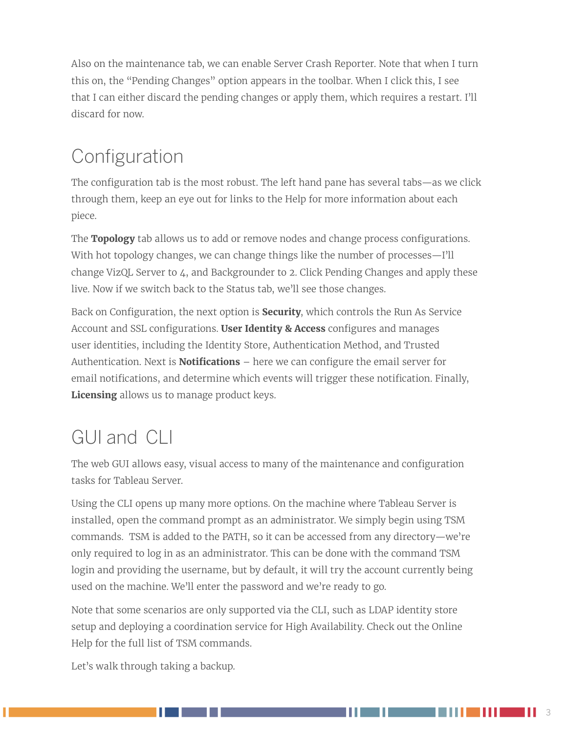Also on the maintenance tab, we can enable Server Crash Reporter. Note that when I turn this on, the "Pending Changes" option appears in the toolbar. When I click this, I see that I can either discard the pending changes or apply them, which requires a restart. I'll discard for now.

## Configuration

The configuration tab is the most robust. The left hand pane has several tabs—as we click through them, keep an eye out for links to the Help for more information about each piece.

The **Topology** tab allows us to add or remove nodes and change process configurations. With hot topology changes, we can change things like the number of processes—I'll change VizQL Server to 4, and Backgrounder to 2. Click Pending Changes and apply these live. Now if we switch back to the Status tab, we'll see those changes.

Back on Configuration, the next option is **Security**, which controls the Run As Service Account and SSL configurations. **User Identity & Access** configures and manages user identities, including the Identity Store, Authentication Method, and Trusted Authentication. Next is **Notifications** – here we can configure the email server for email notifications, and determine which events will trigger these notification. Finally, **Licensing** allows us to manage product keys.

## GUI and CLI

The web GUI allows easy, visual access to many of the maintenance and configuration tasks for Tableau Server.

Using the CLI opens up many more options. On the machine where Tableau Server is installed, open the command prompt as an administrator. We simply begin using TSM commands. TSM is added to the PATH, so it can be accessed from any directory—we're only required to log in as an administrator. This can be done with the command TSM login and providing the username, but by default, it will try the account currently being used on the machine. We'll enter the password and we're ready to go.

Note that some scenarios are only supported via the CLI, such as LDAP identity store setup and deploying a coordination service for High Availability. Check out the Online Help for the full list of TSM commands.

Let's walk through taking a backup.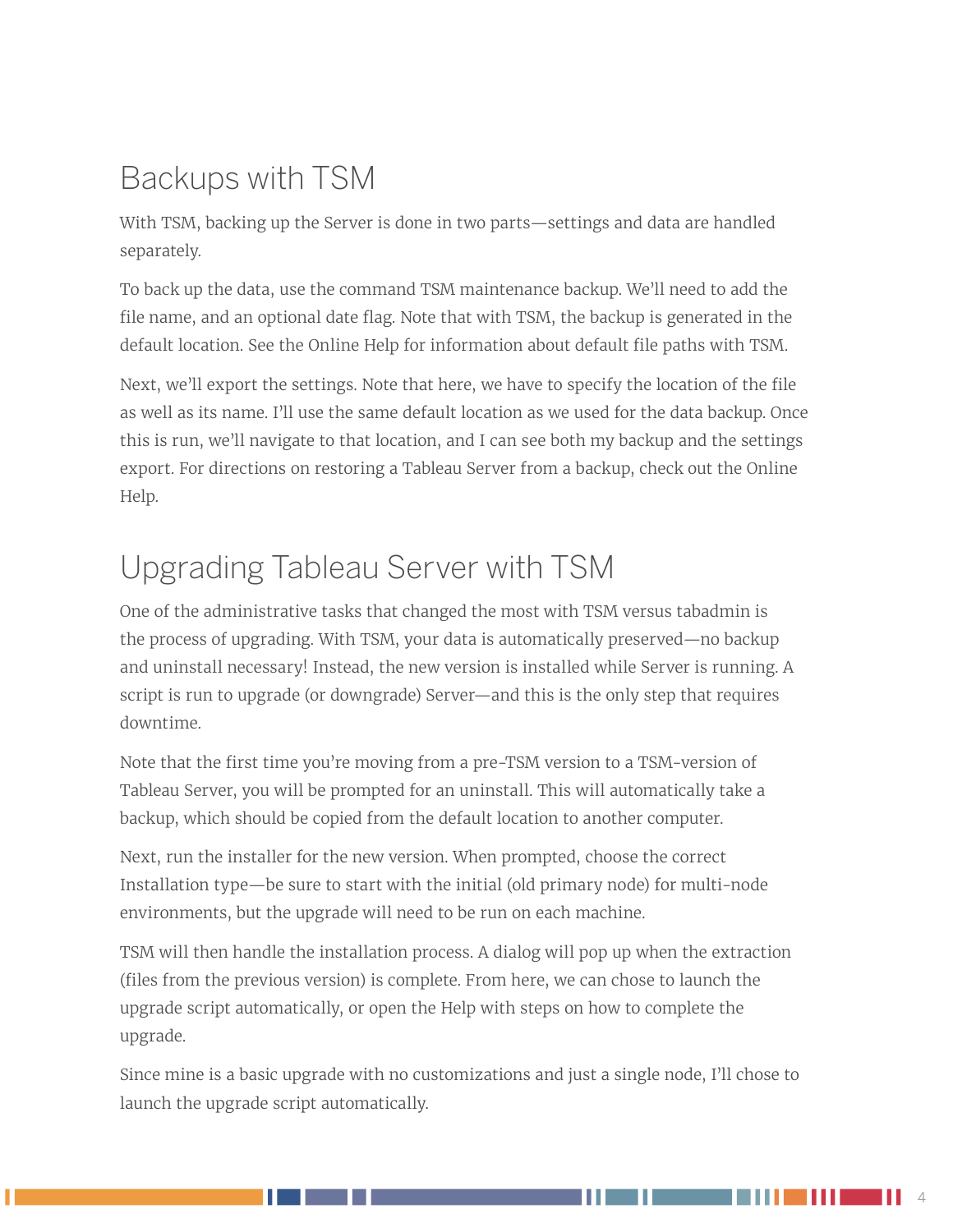## Backups with TSM

With TSM, backing up the Server is done in two parts—settings and data are handled separately.

To back up the data, use the command TSM maintenance backup. We'll need to add the file name, and an optional date flag. Note that with TSM, the backup is generated in the default location. See the Online Help for information about default file paths with TSM.

Next, we'll export the settings. Note that here, we have to specify the location of the file as well as its name. I'll use the same default location as we used for the data backup. Once this is run, we'll navigate to that location, and I can see both my backup and the settings export. For directions on restoring a Tableau Server from a backup, check out the Online Help.

## Upgrading Tableau Server with TSM

One of the administrative tasks that changed the most with TSM versus tabadmin is the process of upgrading. With TSM, your data is automatically preserved—no backup and uninstall necessary! Instead, the new version is installed while Server is running. A script is run to upgrade (or downgrade) Server—and this is the only step that requires downtime.

Note that the first time you're moving from a pre-TSM version to a TSM-version of Tableau Server, you will be prompted for an uninstall. This will automatically take a backup, which should be copied from the default location to another computer.

Next, run the installer for the new version. When prompted, choose the correct Installation type—be sure to start with the initial (old primary node) for multi-node environments, but the upgrade will need to be run on each machine.

TSM will then handle the installation process. A dialog will pop up when the extraction (files from the previous version) is complete. From here, we can chose to launch the upgrade script automatically, or open the Help with steps on how to complete the upgrade.

Since mine is a basic upgrade with no customizations and just a single node, I'll chose to launch the upgrade script automatically.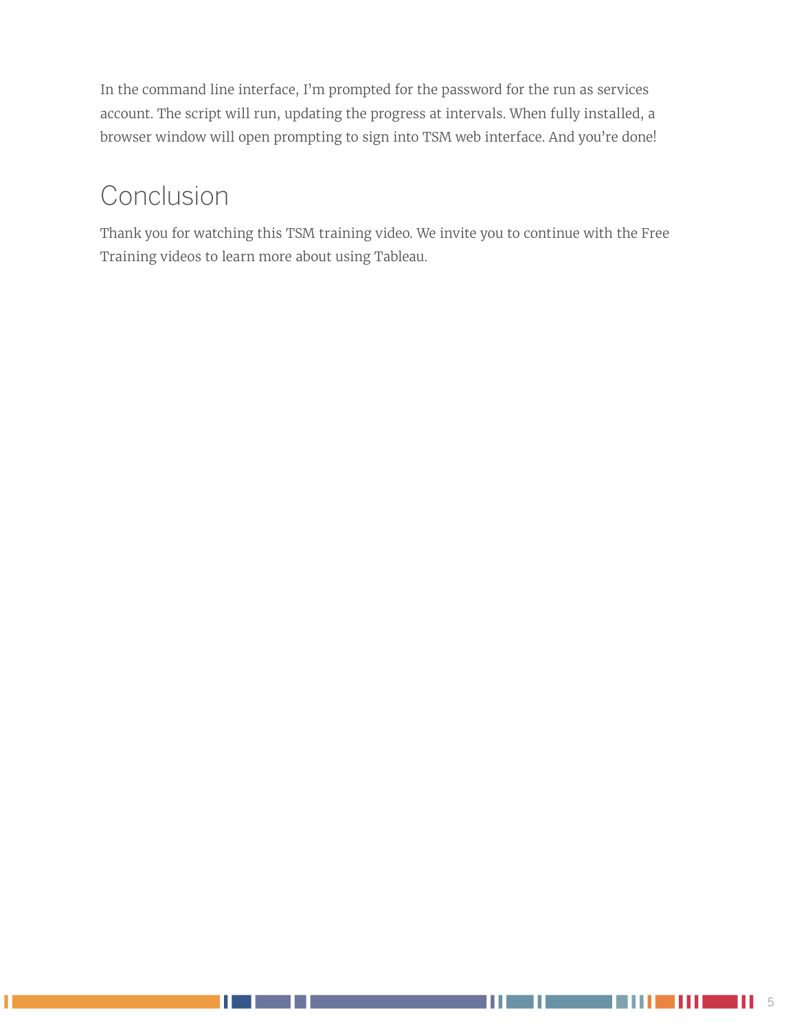In the command line interface, I'm prompted for the password for the run as services account. The script will run, updating the progress at intervals. When fully installed, a browser window will open prompting to sign into TSM web interface. And you're done!

## Conclusion

Thank you for watching this TSM training video. We invite you to continue with the Free Training videos to learn more about using Tableau.